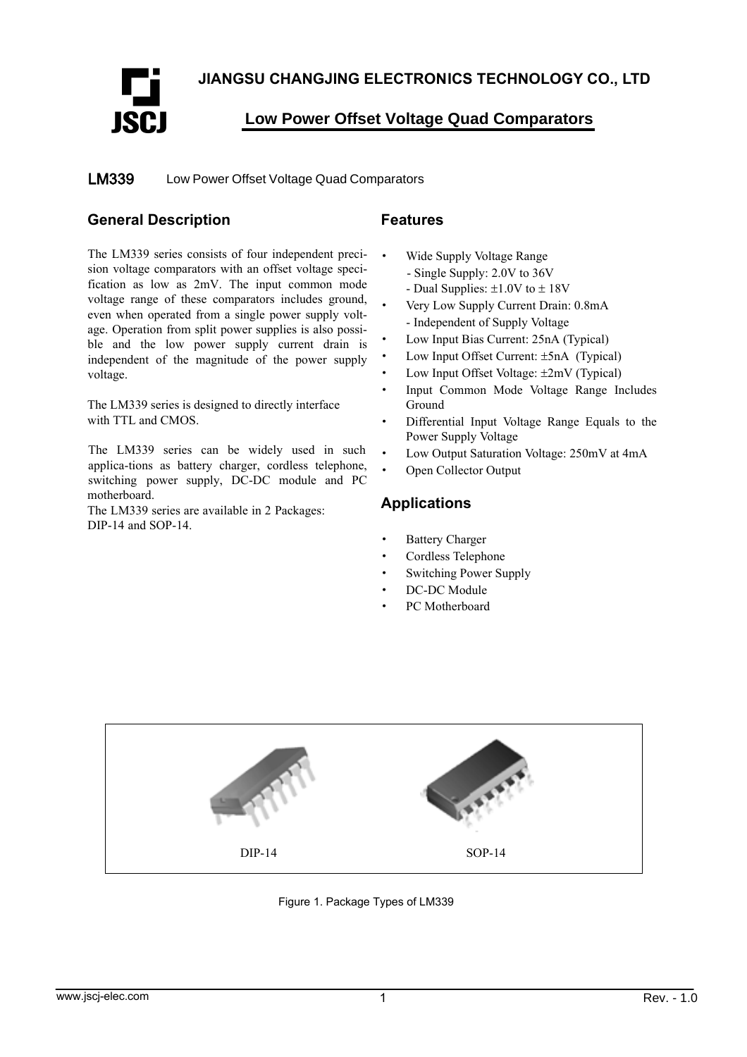**JIANGSU CHANGJING ELECTRONICS TECHNOLOGY CO., LTD**

# Low Power Offset Voltage Quad Comparators

**LM339** Low Power Offset Voltage Quad Comparators

## General Description

The LM339 series consists of four independent precision voltage comparators with an offset voltage specification as low as 2mV. The input common mode voltage range of these comparators includes ground, even when operated from a single power supply voltage. Operation from split power supplies is also possible and the low power supply current drain is independent of the magnitude of the power supply voltage.

The LM339 series is designed to directly interface with TTL and CMOS.

The LM339 series can be widely used in such applica-tions as battery charger, cordless telephone, switching power supply, DC-DC module and PC motherboard.

The LM339 series are available in 2 Packages: DIP-14 and SOP-14.

## Features

- Wide Supply Voltage Range
  - Single Supply: 2.0V to 36V
  - Dual Supplies: ±1.0V to ± 18V
- Very Low Supply Current Drain: 0.8mA
  - Independent of Supply Voltage
- Low Input Bias Current: 25nA (Typical)
- Low Input Offset Current: ±5nA (Typical)
- Low Input Offset Voltage: ±2mV (Typical)
- Input Common Mode Voltage Range Includes Ground
- Differential Input Voltage Range Equals to the Power Supply Voltage
- Low Output Saturation Voltage: 250mV at 4mA
- Open Collector Output

## Applications

- Battery Charger
- Cordless Telephone
- Switching Power Supply
- DC-DC Module
- PC Motherboard

DIP-14 SOP-14

Figure 1. Package Types of LM339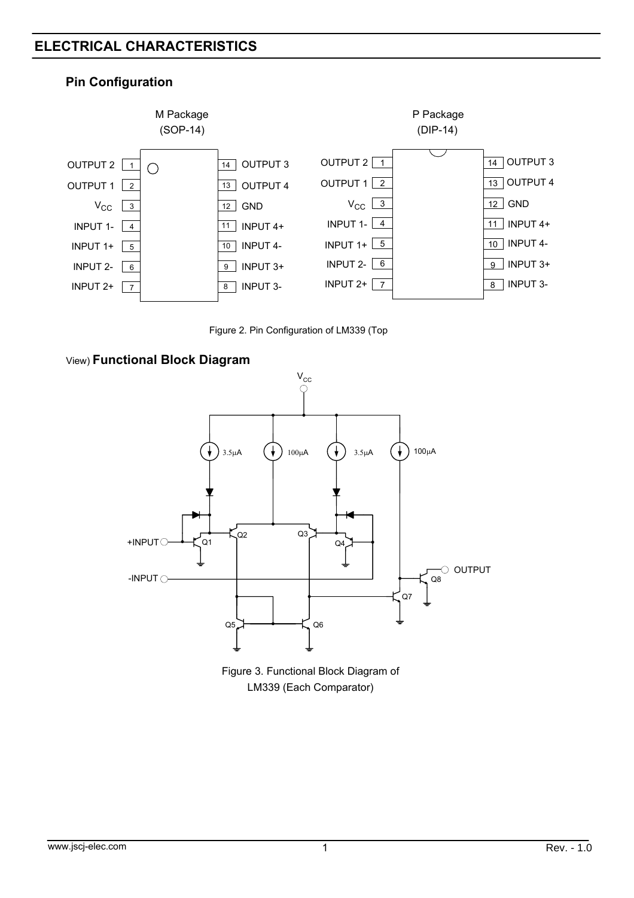## ELECTRICAL CHARACTERISTICS

### Pin Configuration

M Package
(SOP-14)

P Package
(DIP-14)

OUTPUT 2 1
OUTPUT 1 2
$V_{CC}$ 3
INPUT 1- 4
INPUT 1+ 5
INPUT 2- 6
INPUT 2+ 7

14 OUTPUT 3
13 OUTPUT 4
12 GND
11 INPUT 4+
10 INPUT 4-
9 INPUT 3+
8 INPUT 3-

Figure 2. Pin Configuration of LM339 (Top View)

### Functional Block Diagram

$V_{CC}$

3.5μA
100μA
3.5μA
100μA

+INPUT
-INPUT
OUTPUT

Q1 Q2 Q3 Q4 Q5 Q6 Q7 Q8

Figure 3. Functional Block Diagram of LM339 (Each Comparator)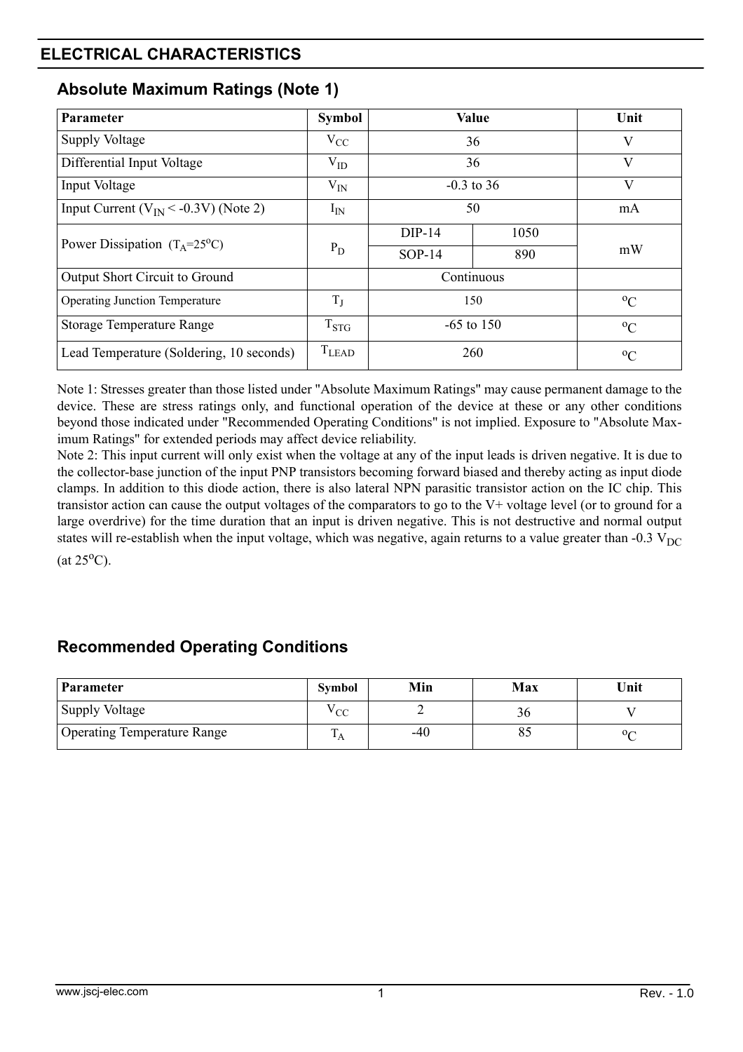## ELECTRICAL CHARACTERISTICS

### Absolute Maximum Ratings (Note 1)

| Parameter | Symbol | Value | | Unit |
|---|---|---|---|---|
| Supply Voltage | $V_{CC}$ | 36 | | V |
| Differential Input Voltage | $V_{ID}$ | 36 | | V |
| Input Voltage | $V_{IN}$ | -0.3 to 36 | | V |
| Input Current ($V_{IN}$ < -0.3V) (Note 2) | $I_{IN}$ | 50 | | mA |
| Power Dissipation ($T_A$=25$^o$C) | $P_D$ | DIP-14 | 1050 | mW |
| | | SOP-14 | 890 | |
| Output Short Circuit to Ground | | Continuous | | |
| Operating Junction Temperature | $T_J$ | 150 | | $^o$C |
| Storage Temperature Range | $T_{STG}$ | -65 to 150 | | $^o$C |
| Lead Temperature (Soldering, 10 seconds) | $T_{LEAD}$ | 260 | | $^o$C |

Note 1: Stresses greater than those listed under "Absolute Maximum Ratings" may cause permanent damage to the device. These are stress ratings only, and functional operation of the device at these or any other conditions beyond those indicated under "Recommended Operating Conditions" is not implied. Exposure to "Absolute Maximum Ratings" for extended periods may affect device reliability.

Note 2: This input current will only exist when the voltage at any of the input leads is driven negative. It is due to the collector-base junction of the input PNP transistors becoming forward biased and thereby acting as input diode clamps. In addition to this diode action, there is also lateral NPN parasitic transistor action on the IC chip. This transistor action can cause the output voltages of the comparators to go to the V+ voltage level (or to ground for a large overdrive) for the time duration that an input is driven negative. This is not destructive and normal output states will re-establish when the input voltage, which was negative, again returns to a value greater than -0.3 $V_{DC}$ (at 25$^o$C).

### Recommended Operating Conditions

| Parameter | Symbol | Min | Max | Unit |
|---|---|---|---|---|
| Supply Voltage | $V_{CC}$ | 2 | 36 | V |
| Operating Temperature Range | $T_A$ | -40 | 85 | $^o$C |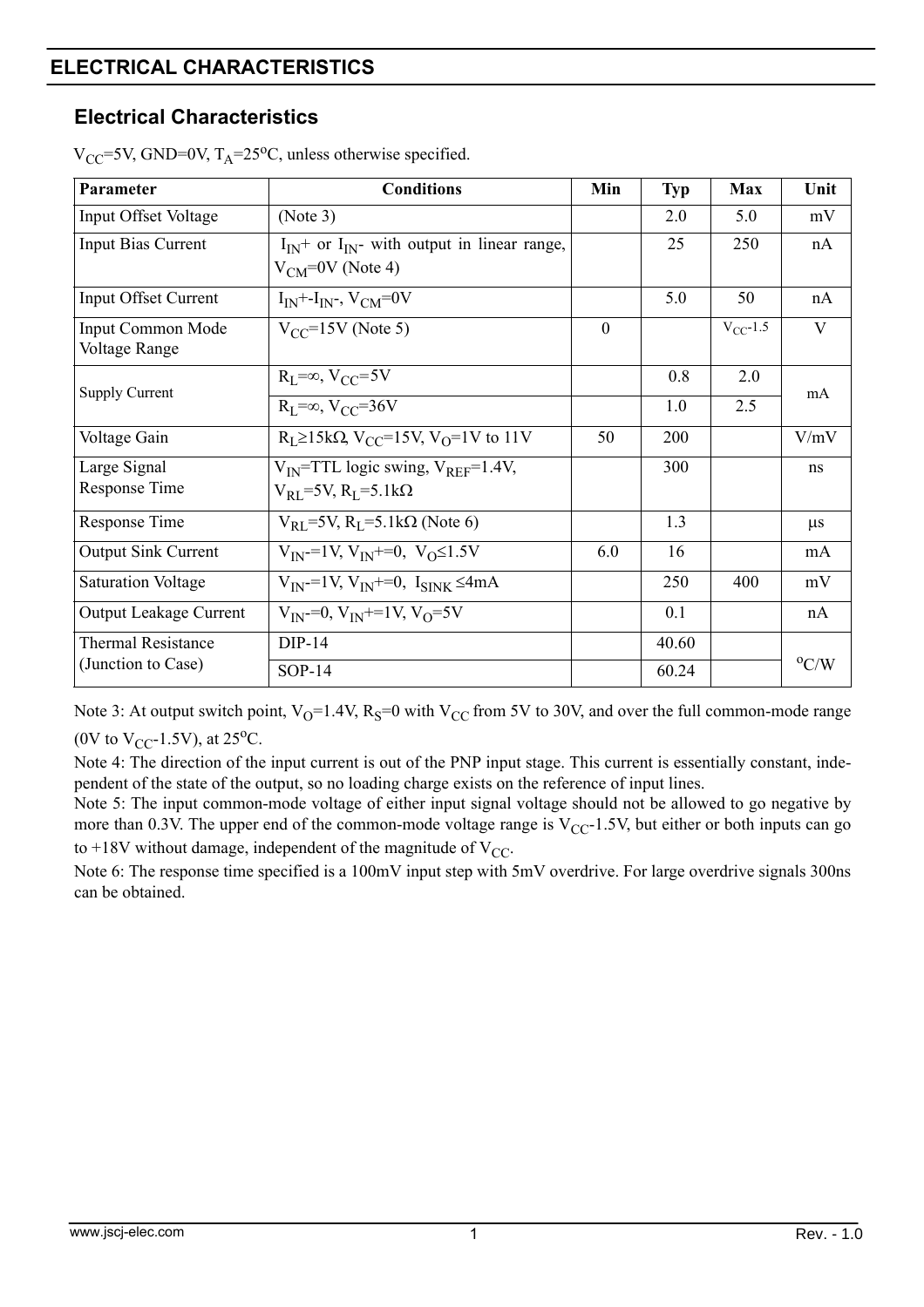## ELECTRICAL CHARACTERISTICS

### Electrical Characteristics

$V_{CC}$=5V, GND=0V, $T_A$=25°C, unless otherwise specified.

| Parameter | Conditions | Min | Typ | Max | Unit |
|---|---|---|---|---|---|
| Input Offset Voltage | (Note 3) | | 2.0 | 5.0 | mV |
| Input Bias Current | $I_{IN}$+ or $I_{IN}$- with output in linear range, $V_{CM}$=0V (Note 4) | | 25 | 250 | nA |
| Input Offset Current | $I_{IN}$+-$I_{IN}$-, $V_{CM}$=0V | | 5.0 | 50 | nA |
| Input Common Mode Voltage Range | $V_{CC}$=15V (Note 5) | 0 | | $V_{CC}$-1.5 | V |
| Supply Current | $R_L$=∞, $V_{CC}$=5V | | 0.8 | 2.0 | mA |
| | $R_L$=∞, $V_{CC}$=36V | | 1.0 | 2.5 | |
| Voltage Gain | $R_L$≥15kΩ, $V_{CC}$=15V, $V_O$=1V to 11V | 50 | 200 | | V/mV |
| Large Signal Response Time | $V_{IN}$=TTL logic swing, $V_{REF}$=1.4V, $V_{RL}$=5V, $R_L$=5.1kΩ | | 300 | | ns |
| Response Time | $V_{RL}$=5V, $R_L$=5.1kΩ (Note 6) | | 1.3 | | μs |
| Output Sink Current | $V_{IN}$-=1V, $V_{IN}$+=0, $V_O$≤1.5V | 6.0 | 16 | | mA |
| Saturation Voltage | $V_{IN}$-=1V, $V_{IN}$+=0, $I_{SINK}$ ≤4mA | | 250 | 400 | mV |
| Output Leakage Current | $V_{IN}$-=0, $V_{IN}$+=1V, $V_O$=5V | | 0.1 | | nA |
| Thermal Resistance (Junction to Case) | DIP-14 | | 40.60 | | °C/W |
| | SOP-14 | | 60.24 | | |

Note 3: At output switch point, $V_O$=1.4V, $R_S$=0 with $V_{CC}$ from 5V to 30V, and over the full common-mode range (0V to $V_{CC}$-1.5V), at 25°C.

Note 4: The direction of the input current is out of the PNP input stage. This current is essentially constant, independent of the state of the output, so no loading charge exists on the reference of input lines.

Note 5: The input common-mode voltage of either input signal voltage should not be allowed to go negative by more than 0.3V. The upper end of the common-mode voltage range is $V_{CC}$-1.5V, but either or both inputs can go to +18V without damage, independent of the magnitude of $V_{CC}$.

Note 6: The response time specified is a 100mV input step with 5mV overdrive. For large overdrive signals 300ns can be obtained.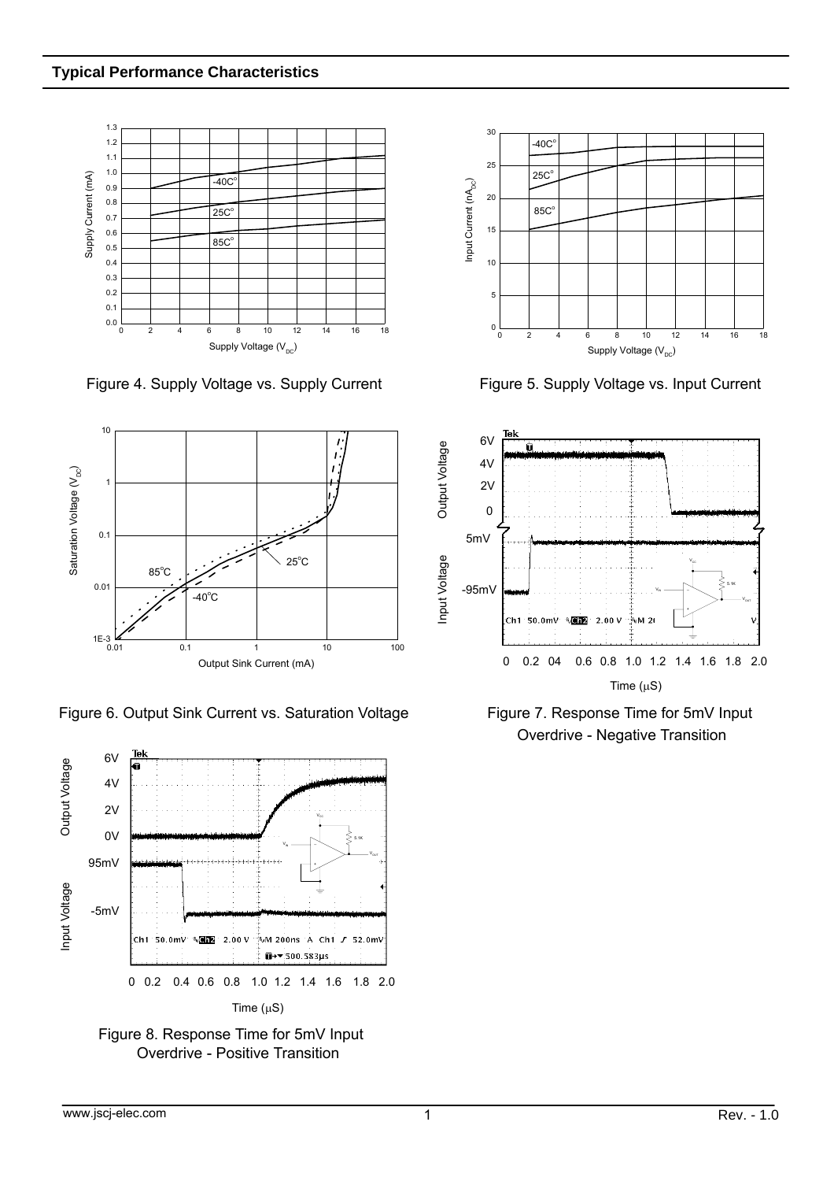## Typical Performance Characteristics

1.3
1.2
1.1
1.0
0.9
0.8
0.7
0.6
0.5
0.4
0.3
0.2
0.1
0.0
0 2 4 6 8 10 12 14 16 18
Supply Current (mA)
Supply Voltage ($V_{DC}$)
-40C°
25C°
85C°

Figure 4. Supply Voltage vs. Supply Current

30
25
20
15
10
5
0
0 2 4 6 8 10 12 14 16 18
Input Current ($nA_{DC}$)
Supply Voltage ($V_{DC}$)
-40C°
25C°
85C°

Figure 5. Supply Voltage vs. Input Current

10
1
0.1
0.01
1E-3
0.01 0.1 1 10 100
Saturation Voltage ($V_{DC}$)
Output Sink Current (mA)
85°C
25°C
-40°C

Figure 6. Output Sink Current vs. Saturation Voltage

Tek
6V
4V
2V
0
5mV
-95mV
Output Voltage
Input Voltage
Ch1 50.0mV Ch2 2.00 V M 2(
0 0.2 04 0.6 0.8 1.0 1.2 1.4 1.6 1.8 2.0
Time (μS)

Figure 7. Response Time for 5mV Input Overdrive - Negative Transition

Tek
6V
4V
2V
0V
95mV
-5mV
Output Voltage
Input Voltage
Ch1 50.0mV Ch2 2.00 V M 200ns A Ch1 ∫ 52.0mV
500.583μs
0 0.2 0.4 0.6 0.8 1.0 1.2 1.4 1.6 1.8 2.0
Time (μS)

Figure 8. Response Time for 5mV Input Overdrive - Positive Transition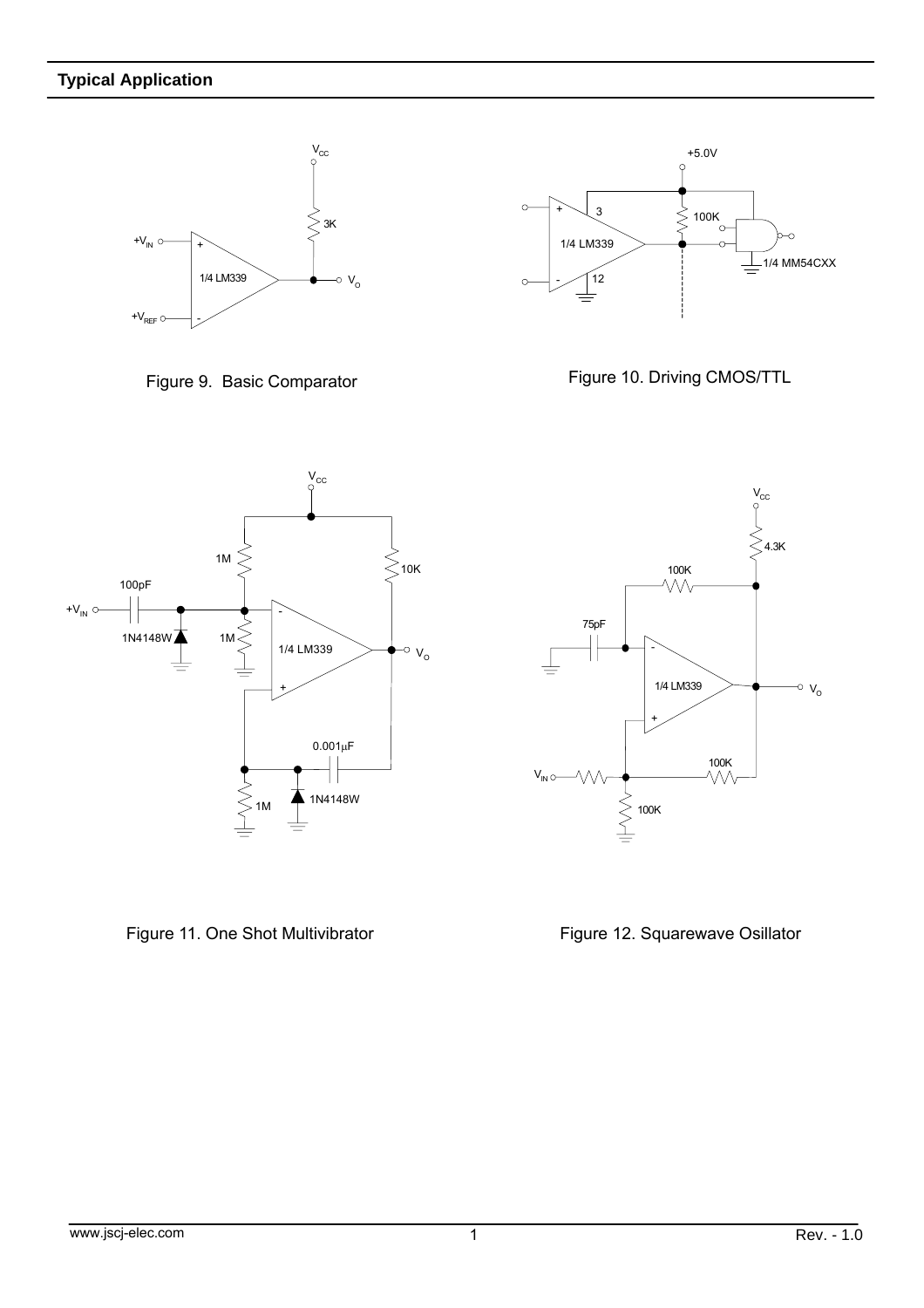## Typical Application

Figure 9. Basic Comparator

Figure 10. Driving CMOS/TTL

Figure 11. One Shot Multivibrator

Figure 12. Squarewave Osillator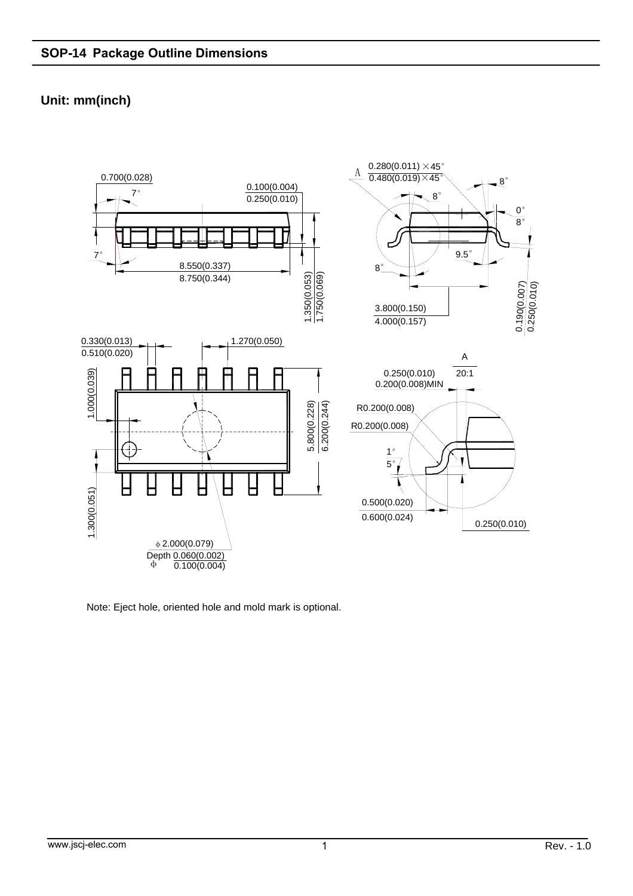## SOP-14 Package Outline Dimensions

**Unit: mm(inch)**

0.700(0.028)
7°
7°
0.100(0.004)
0.250(0.010)
8.550(0.337)
8.750(0.344)
1.350(0.053)
1.750(0.069)

A
0.280(0.011) ×45°
0.480(0.019)×45°
8°
8°
0°
8°
9.5°
8°
3.800(0.150)
4.000(0.157)
0.190(0.007)
0.250(0.010)

0.330(0.013)
0.510(0.020)
1.270(0.050)
1.000(0.039)
5.800(0.228)
6.200(0.244)
1.300(0.051)
ϕ 2.000(0.079)
Depth 0.060(0.002) / 0.100(0.004)

A
20:1
0.250(0.010)
0.200(0.008)MIN
R0.200(0.008)
R0.200(0.008)
1°
5°
0.500(0.020)
0.600(0.024)
0.250(0.010)

Note: Eject hole, oriented hole and mold mark is optional.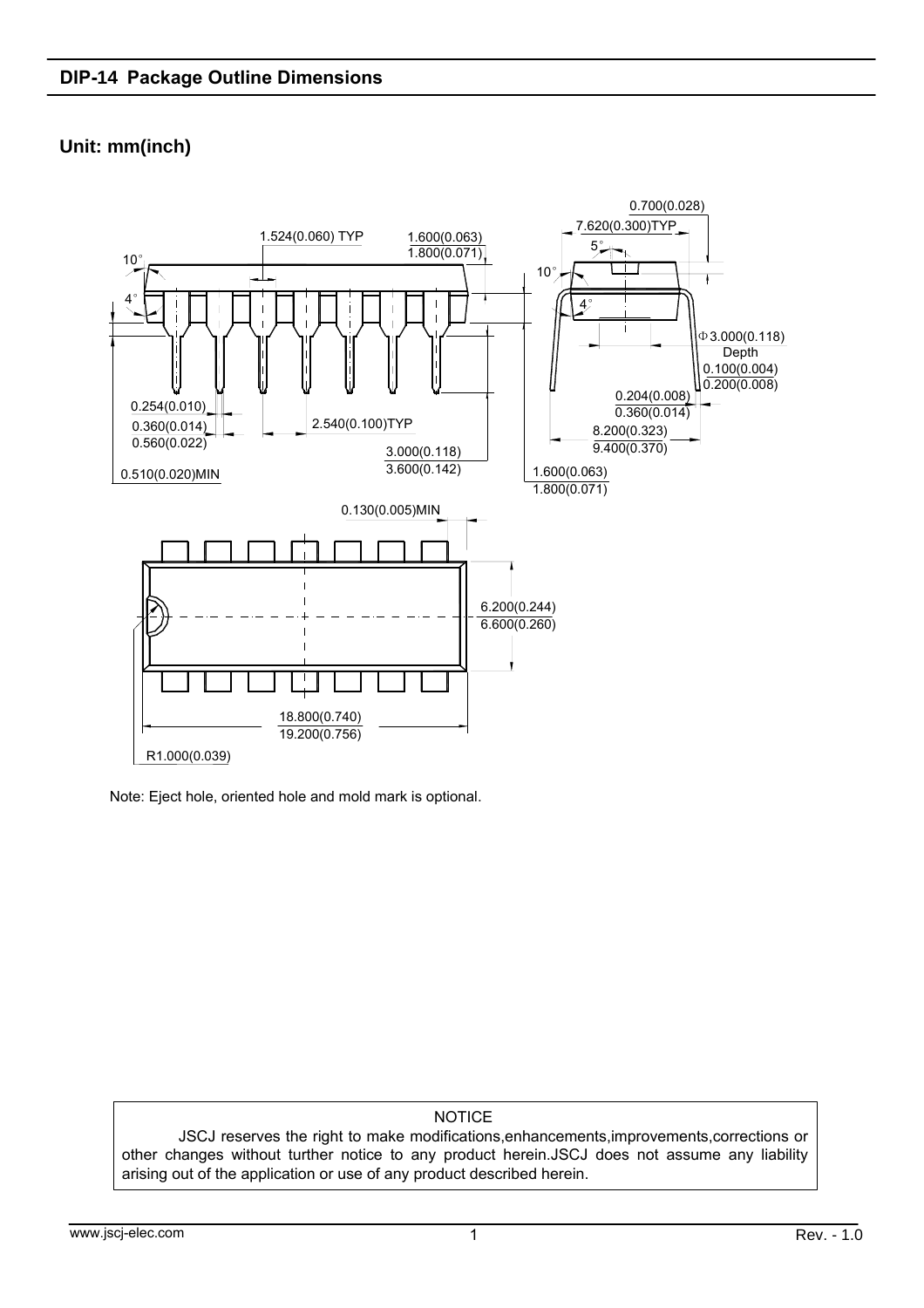## DIP-14 Package Outline Dimensions

**Unit: mm(inch)**

1.524(0.060) TYP

1.600(0.063)
1.800(0.071)

10°

4°

0.254(0.010)

0.360(0.014)
0.560(0.022)

2.540(0.100)TYP

3.000(0.118)
3.600(0.142)

0.510(0.020)MIN

0.700(0.028)

7.620(0.300)TYP

5°

10°

4°

Φ3.000(0.118)
Depth
0.100(0.004)
0.200(0.008)

0.204(0.008)
0.360(0.014)

8.200(0.323)
9.400(0.370)

1.600(0.063)
1.800(0.071)

0.130(0.005)MIN

6.200(0.244)
6.600(0.260)

18.800(0.740)
19.200(0.756)

R1.000(0.039)

Note: Eject hole, oriented hole and mold mark is optional.

NOTICE

JSCJ reserves the right to make modifications,enhancements,improvements,corrections or other changes without turther notice to any product herein.JSCJ does not assume any liability arising out of the application or use of any product described herein.